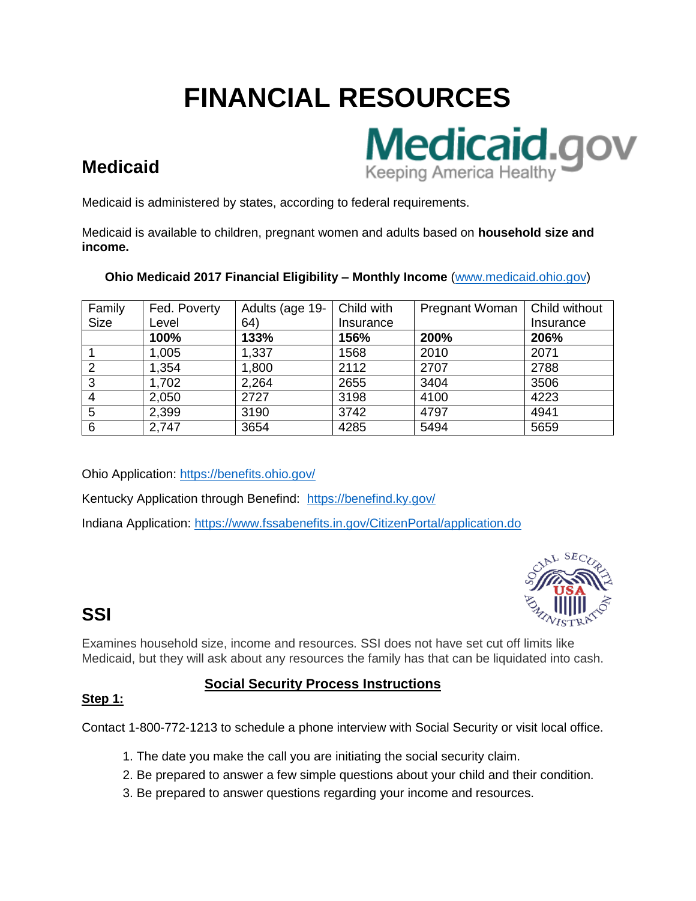# FINANCIAL RESOURCES

## Medicaid

Medicaid is administered by states, according to federal requirements.

Medicaid is available to children, pregnant women and adults based on **household size and income.**

**Ohio Medicaid 2017 Financial Eligibility – Monthly Income** (www.medicaid.ohio.gov)

| Family Size | Fed. Poverty Level | Adults (age 19-64) | Child with Insurance | Pregnant Woman | Child without Insurance |
|---|---|---|---|---|---|
| | **100%** | **133%** | **156%** | **200%** | **206%** |
| 1 | 1,005 | 1,337 | 1568 | 2010 | 2071 |
| 2 | 1,354 | 1,800 | 2112 | 2707 | 2788 |
| 3 | 1,702 | 2,264 | 2655 | 3404 | 3506 |
| 4 | 2,050 | 2727 | 3198 | 4100 | 4223 |
| 5 | 2,399 | 3190 | 3742 | 4797 | 4941 |
| 6 | 2,747 | 3654 | 4285 | 5494 | 5659 |

Ohio Application: https://benefits.ohio.gov/

Kentucky Application through Benefind: https://benefind.ky.gov/

Indiana Application: https://www.fssabenefits.in.gov/CitizenPortal/application.do

## SSI

Examines household size, income and resources. SSI does not have set cut off limits like Medicaid, but they will ask about any resources the family has that can be liquidated into cash.

### Social Security Process Instructions

**Step 1:**

Contact 1-800-772-1213 to schedule a phone interview with Social Security or visit local office.

1. The date you make the call you are initiating the social security claim.
2. Be prepared to answer a few simple questions about your child and their condition.
3. Be prepared to answer questions regarding your income and resources.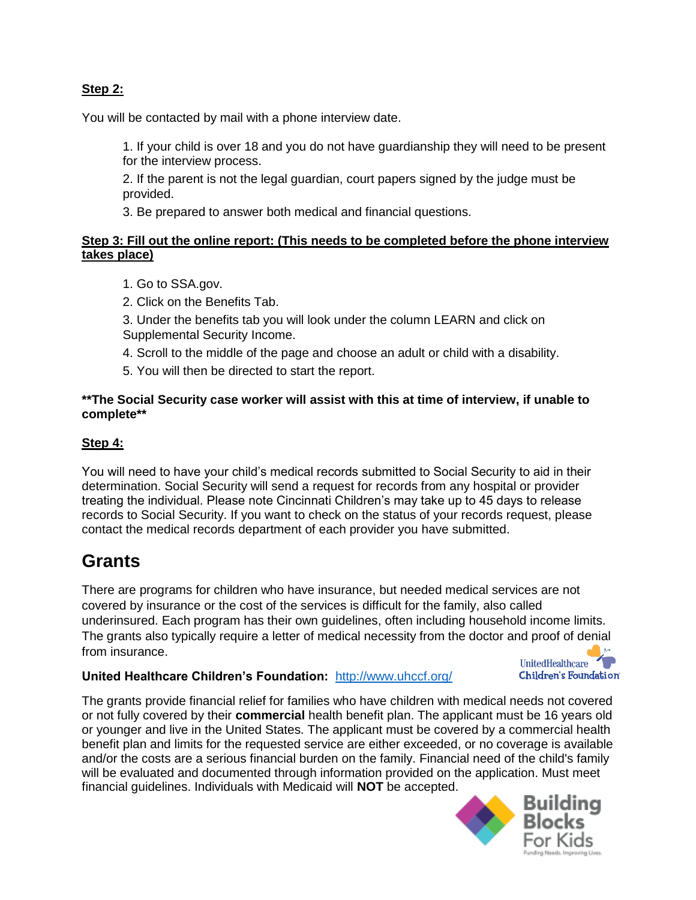**Step 2:**

You will be contacted by mail with a phone interview date.

1. If your child is over 18 and you do not have guardianship they will need to be present for the interview process.
2. If the parent is not the legal guardian, court papers signed by the judge must be provided.
3. Be prepared to answer both medical and financial questions.

**Step 3: Fill out the online report: (This needs to be completed before the phone interview takes place)**

1. Go to SSA.gov.
2. Click on the Benefits Tab.
3. Under the benefits tab you will look under the column LEARN and click on Supplemental Security Income.
4. Scroll to the middle of the page and choose an adult or child with a disability.
5. You will then be directed to start the report.

**\*\*The Social Security case worker will assist with this at time of interview, if unable to complete\*\***

**Step 4:**

You will need to have your child's medical records submitted to Social Security to aid in their determination. Social Security will send a request for records from any hospital or provider treating the individual. Please note Cincinnati Children's may take up to 45 days to release records to Social Security. If you want to check on the status of your records request, please contact the medical records department of each provider you have submitted.

# Grants

There are programs for children who have insurance, but needed medical services are not covered by insurance or the cost of the services is difficult for the family, also called underinsured. Each program has their own guidelines, often including household income limits. The grants also typically require a letter of medical necessity from the doctor and proof of denial from insurance.

**United Healthcare Children's Foundation:** http://www.uhccf.org/

The grants provide financial relief for families who have children with medical needs not covered or not fully covered by their **commercial** health benefit plan. The applicant must be 16 years old or younger and live in the United States. The applicant must be covered by a commercial health benefit plan and limits for the requested service are either exceeded, or no coverage is available and/or the costs are a serious financial burden on the family. Financial need of the child's family will be evaluated and documented through information provided on the application. Must meet financial guidelines. Individuals with Medicaid will **NOT** be accepted.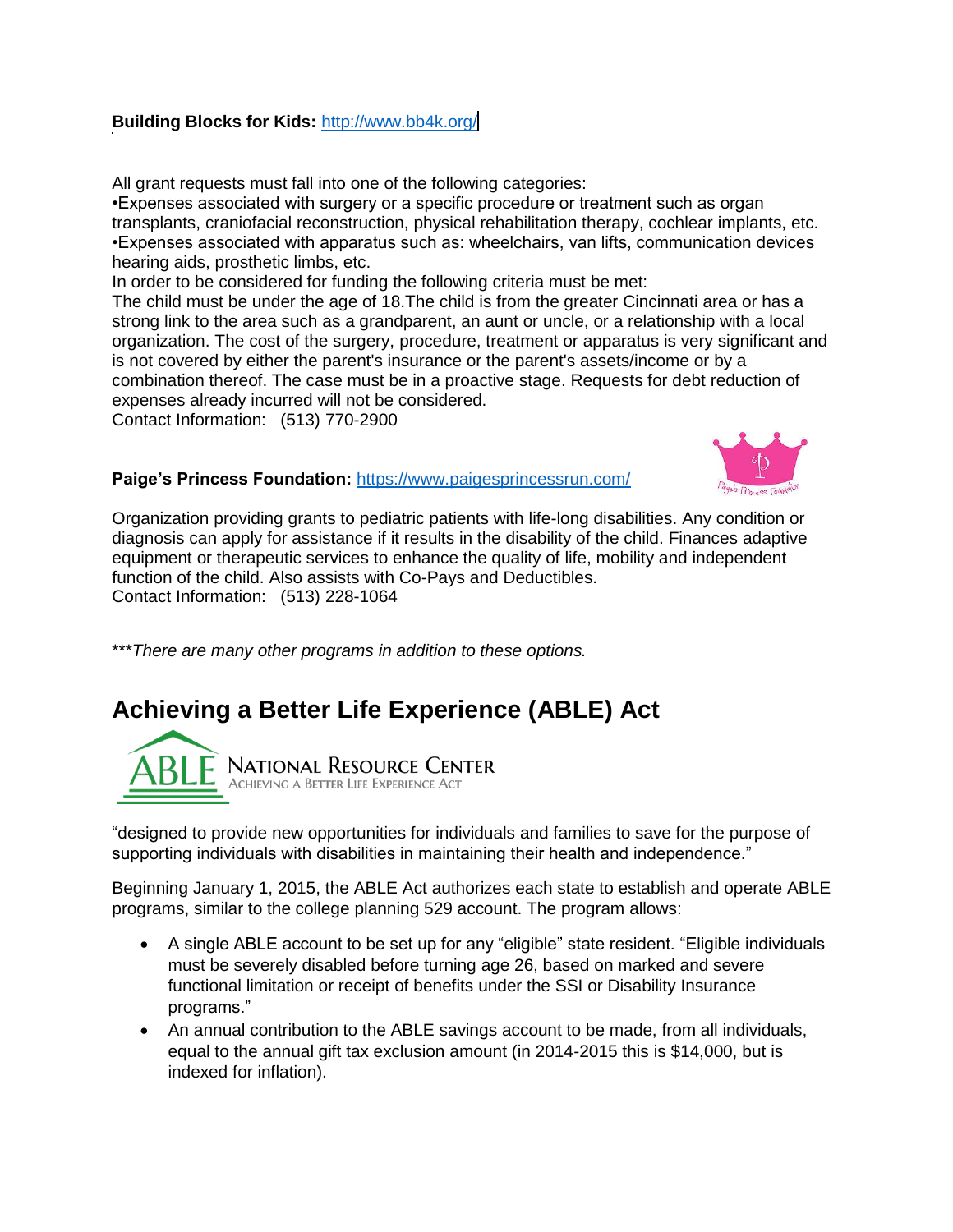**Building Blocks for Kids:** http://www.bb4k.org/

All grant requests must fall into one of the following categories:
•Expenses associated with surgery or a specific procedure or treatment such as organ transplants, craniofacial reconstruction, physical rehabilitation therapy, cochlear implants, etc.
•Expenses associated with apparatus such as: wheelchairs, van lifts, communication devices hearing aids, prosthetic limbs, etc.
In order to be considered for funding the following criteria must be met:
The child must be under the age of 18.The child is from the greater Cincinnati area or has a strong link to the area such as a grandparent, an aunt or uncle, or a relationship with a local organization. The cost of the surgery, procedure, treatment or apparatus is very significant and is not covered by either the parent's insurance or the parent's assets/income or by a combination thereof. The case must be in a proactive stage. Requests for debt reduction of expenses already incurred will not be considered.
Contact Information: (513) 770-2900

**Paige's Princess Foundation:** https://www.paigesprincessrun.com/

Organization providing grants to pediatric patients with life-long disabilities. Any condition or diagnosis can apply for assistance if it results in the disability of the child. Finances adaptive equipment or therapeutic services to enhance the quality of life, mobility and independent function of the child. Also assists with Co-Pays and Deductibles.
Contact Information: (513) 228-1064

****There are many other programs in addition to these options.*

# Achieving a Better Life Experience (ABLE) Act

ABLE NATIONAL RESOURCE CENTER
ACHIEVING A BETTER LIFE EXPERIENCE ACT

"designed to provide new opportunities for individuals and families to save for the purpose of supporting individuals with disabilities in maintaining their health and independence."

Beginning January 1, 2015, the ABLE Act authorizes each state to establish and operate ABLE programs, similar to the college planning 529 account. The program allows:

- A single ABLE account to be set up for any "eligible" state resident. "Eligible individuals must be severely disabled before turning age 26, based on marked and severe functional limitation or receipt of benefits under the SSI or Disability Insurance programs."
- An annual contribution to the ABLE savings account to be made, from all individuals, equal to the annual gift tax exclusion amount (in 2014-2015 this is $14,000, but is indexed for inflation).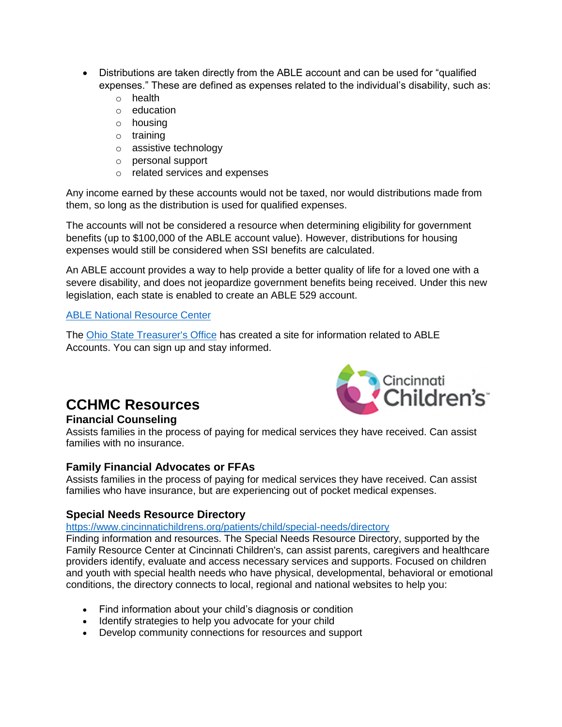- Distributions are taken directly from the ABLE account and can be used for "qualified expenses." These are defined as expenses related to the individual's disability, such as:
  - health
  - education
  - housing
  - training
  - assistive technology
  - personal support
  - related services and expenses

Any income earned by these accounts would not be taxed, nor would distributions made from them, so long as the distribution is used for qualified expenses.

The accounts will not be considered a resource when determining eligibility for government benefits (up to $100,000 of the ABLE account value). However, distributions for housing expenses would still be considered when SSI benefits are calculated.

An ABLE account provides a way to help provide a better quality of life for a loved one with a severe disability, and does not jeopardize government benefits being received. Under this new legislation, each state is enabled to create an ABLE 529 account.

ABLE National Resource Center

The Ohio State Treasurer's Office has created a site for information related to ABLE Accounts. You can sign up and stay informed.

## CCHMC Resources

### Financial Counseling

Assists families in the process of paying for medical services they have received. Can assist families with no insurance.

### Family Financial Advocates or FFAs

Assists families in the process of paying for medical services they have received. Can assist families who have insurance, but are experiencing out of pocket medical expenses.

### Special Needs Resource Directory

https://www.cincinnatichildrens.org/patients/child/special-needs/directory

Finding information and resources. The Special Needs Resource Directory, supported by the Family Resource Center at Cincinnati Children's, can assist parents, caregivers and healthcare providers identify, evaluate and access necessary services and supports. Focused on children and youth with special health needs who have physical, developmental, behavioral or emotional conditions, the directory connects to local, regional and national websites to help you:

- Find information about your child's diagnosis or condition
- Identify strategies to help you advocate for your child
- Develop community connections for resources and support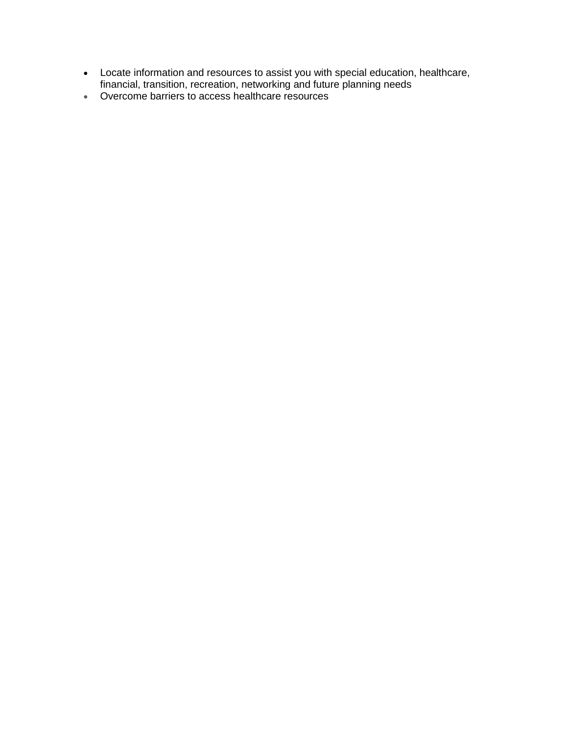- Locate information and resources to assist you with special education, healthcare, financial, transition, recreation, networking and future planning needs
- Overcome barriers to access healthcare resources